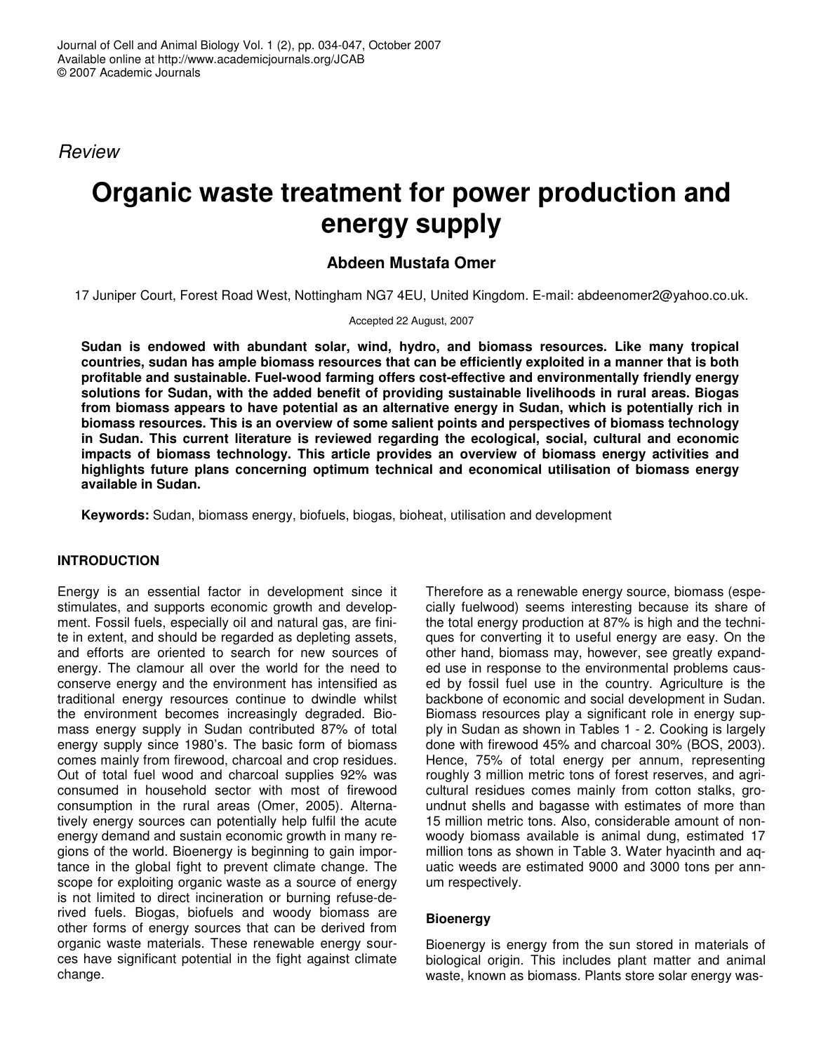*Review*

# Organic waste treatment for power production and energy supply

**Abdeen Mustafa Omer**

17 Juniper Court, Forest Road West, Nottingham NG7 4EU, United Kingdom. E-mail: abdeenomer2@yahoo.co.uk.

Accepted 22 August, 2007

**Sudan is endowed with abundant solar, wind, hydro, and biomass resources. Like many tropical countries, sudan has ample biomass resources that can be efficiently exploited in a manner that is both profitable and sustainable. Fuel-wood farming offers cost-effective and environmentally friendly energy solutions for Sudan, with the added benefit of providing sustainable livelihoods in rural areas. Biogas from biomass appears to have potential as an alternative energy in Sudan, which is potentially rich in biomass resources. This is an overview of some salient points and perspectives of biomass technology in Sudan. This current literature is reviewed regarding the ecological, social, cultural and economic impacts of biomass technology. This article provides an overview of biomass energy activities and highlights future plans concerning optimum technical and economical utilisation of biomass energy available in Sudan.**

**Keywords:** Sudan, biomass energy, biofuels, biogas, bioheat, utilisation and development

## INTRODUCTION

Energy is an essential factor in development since it stimulates, and supports economic growth and development. Fossil fuels, especially oil and natural gas, are finite in extent, and should be regarded as depleting assets, and efforts are oriented to search for new sources of energy. The clamour all over the world for the need to conserve energy and the environment has intensified as traditional energy resources continue to dwindle whilst the environment becomes increasingly degraded. Biomass energy supply in Sudan contributed 87% of total energy supply since 1980's. The basic form of biomass comes mainly from firewood, charcoal and crop residues. Out of total fuel wood and charcoal supplies 92% was consumed in household sector with most of firewood consumption in the rural areas (Omer, 2005). Alternatively energy sources can potentially help fulfil the acute energy demand and sustain economic growth in many regions of the world. Bioenergy is beginning to gain importance in the global fight to prevent climate change. The scope for exploiting organic waste as a source of energy is not limited to direct incineration or burning refuse-derived fuels. Biogas, biofuels and woody biomass are other forms of energy sources that can be derived from organic waste materials. These renewable energy sources have significant potential in the fight against climate change.

Therefore as a renewable energy source, biomass (especially fuelwood) seems interesting because its share of the total energy production at 87% is high and the techniques for converting it to useful energy are easy. On the other hand, biomass may, however, see greatly expanded use in response to the environmental problems caused by fossil fuel use in the country. Agriculture is the backbone of economic and social development in Sudan. Biomass resources play a significant role in energy supply in Sudan as shown in Tables 1 - 2. Cooking is largely done with firewood 45% and charcoal 30% (BOS, 2003). Hence, 75% of total energy per annum, representing roughly 3 million metric tons of forest reserves, and agricultural residues comes mainly from cotton stalks, groundnut shells and bagasse with estimates of more than 15 million metric tons. Also, considerable amount of non-woody biomass available is animal dung, estimated 17 million tons as shown in Table 3. Water hyacinth and aquatic weeds are estimated 9000 and 3000 tons per annum respectively.

### Bioenergy

Bioenergy is energy from the sun stored in materials of biological origin. This includes plant matter and animal waste, known as biomass. Plants store solar energy was-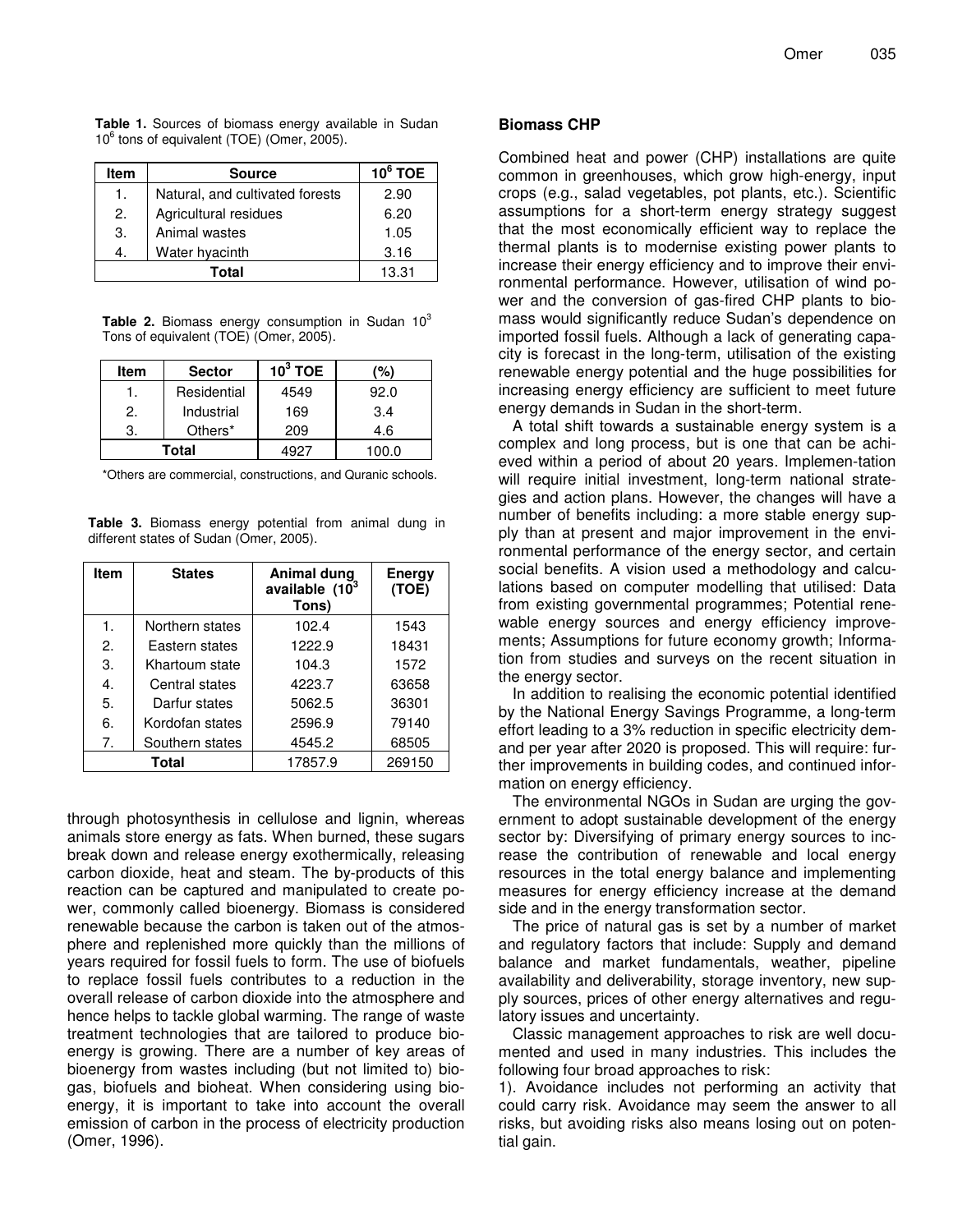**Table 1.** Sources of biomass energy available in Sudan $10^6$ tons of equivalent (TOE) (Omer, 2005).

| Item | Source | $10^6$ TOE |
|---|---|---|
| 1. | Natural, and cultivated forests | 2.90 |
| 2. | Agricultural residues | 6.20 |
| 3. | Animal wastes | 1.05 |
| 4. | Water hyacinth | 3.16 |
| Total | | 13.31 |

**Table 2.** Biomass energy consumption in Sudan $10^3$ Tons of equivalent (TOE) (Omer, 2005).

| Item | Sector | $10^3$ TOE | (%) |
|---|---|---|---|
| 1. | Residential | 4549 | 92.0 |
| 2. | Industrial | 169 | 3.4 |
| 3. | Others* | 209 | 4.6 |
| Total | | 4927 | 100.0 |

*Others are commercial, constructions, and Quranic schools.

**Table 3.** Biomass energy potential from animal dung in different states of Sudan (Omer, 2005).

| Item | States | Animal dung available ($10^3$ Tons) | Energy (TOE) |
|---|---|---|---|
| 1. | Northern states | 102.4 | 1543 |
| 2. | Eastern states | 1222.9 | 18431 |
| 3. | Khartoum state | 104.3 | 1572 |
| 4. | Central states | 4223.7 | 63658 |
| 5. | Darfur states | 5062.5 | 36301 |
| 6. | Kordofan states | 2596.9 | 79140 |
| 7. | Southern states | 4545.2 | 68505 |
| Total | | 17857.9 | 269150 |

through photosynthesis in cellulose and lignin, whereas animals store energy as fats. When burned, these sugars break down and release energy exothermically, releasing carbon dioxide, heat and steam. The by-products of this reaction can be captured and manipulated to create power, commonly called bioenergy. Biomass is considered renewable because the carbon is taken out of the atmosphere and replenished more quickly than the millions of years required for fossil fuels to form. The use of biofuels to replace fossil fuels contributes to a reduction in the overall release of carbon dioxide into the atmosphere and hence helps to tackle global warming. The range of waste treatment technologies that are tailored to produce bioenergy is growing. There are a number of key areas of bioenergy from wastes including (but not limited to) biogas, biofuels and bioheat. When considering using bioenergy, it is important to take into account the overall emission of carbon in the process of electricity production (Omer, 1996).

## Biomass CHP

Combined heat and power (CHP) installations are quite common in greenhouses, which grow high-energy, input crops (e.g., salad vegetables, pot plants, etc.). Scientific assumptions for a short-term energy strategy suggest that the most economically efficient way to replace the thermal plants is to modernise existing power plants to increase their energy efficiency and to improve their environmental performance. However, utilisation of wind power and the conversion of gas-fired CHP plants to biomass would significantly reduce Sudan's dependence on imported fossil fuels. Although a lack of generating capacity is forecast in the long-term, utilisation of the existing renewable energy potential and the huge possibilities for increasing energy efficiency are sufficient to meet future energy demands in Sudan in the short-term.

A total shift towards a sustainable energy system is a complex and long process, but is one that can be achieved within a period of about 20 years. Implementation will require initial investment, long-term national strategies and action plans. However, the changes will have a number of benefits including: a more stable energy supply than at present and major improvement in the environmental performance of the energy sector, and certain social benefits. A vision used a methodology and calculations based on computer modelling that utilised: Data from existing governmental programmes; Potential renewable energy sources and energy efficiency improvements; Assumptions for future economy growth; Information from studies and surveys on the recent situation in the energy sector.

In addition to realising the economic potential identified by the National Energy Savings Programme, a long-term effort leading to a 3% reduction in specific electricity demand per year after 2020 is proposed. This will require: further improvements in building codes, and continued information on energy efficiency.

The environmental NGOs in Sudan are urging the government to adopt sustainable development of the energy sector by: Diversifying of primary energy sources to increase the contribution of renewable and local energy resources in the total energy balance and implementing measures for energy efficiency increase at the demand side and in the energy transformation sector.

The price of natural gas is set by a number of market and regulatory factors that include: Supply and demand balance and market fundamentals, weather, pipeline availability and deliverability, storage inventory, new supply sources, prices of other energy alternatives and regulatory issues and uncertainty.

Classic management approaches to risk are well documented and used in many industries. This includes the following four broad approaches to risk:

1). Avoidance includes not performing an activity that could carry risk. Avoidance may seem the answer to all risks, but avoiding risks also means losing out on potential gain.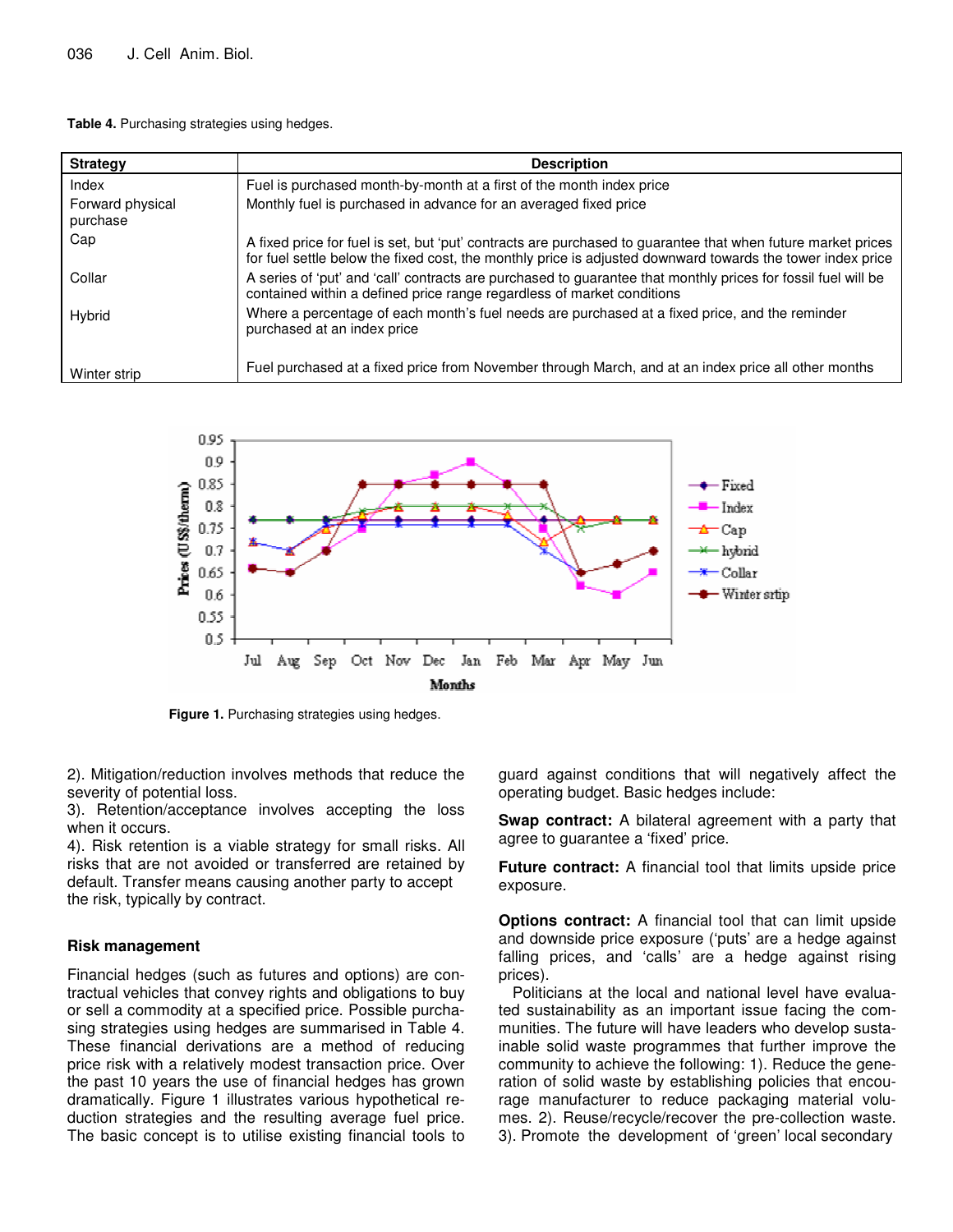**Table 4.** Purchasing strategies using hedges.

| Strategy | Description |
|---|---|
| Index | Fuel is purchased month-by-month at a first of the month index price |
| Forward physical purchase | Monthly fuel is purchased in advance for an averaged fixed price |
| Cap | A fixed price for fuel is set, but 'put' contracts are purchased to guarantee that when future market prices for fuel settle below the fixed cost, the monthly price is adjusted downward towards the tower index price |
| Collar | A series of 'put' and 'call' contracts are purchased to guarantee that monthly prices for fossil fuel will be contained within a defined price range regardless of market conditions |
| Hybrid | Where a percentage of each month's fuel needs are purchased at a fixed price, and the reminder purchased at an index price |
| Winter strip | Fuel purchased at a fixed price from November through March, and at an index price all other months |

**Figure 1.** Purchasing strategies using hedges.

2). Mitigation/reduction involves methods that reduce the severity of potential loss.
3). Retention/acceptance involves accepting the loss when it occurs.
4). Risk retention is a viable strategy for small risks. All risks that are not avoided or transferred are retained by default. Transfer means causing another party to accept the risk, typically by contract.

### Risk management

Financial hedges (such as futures and options) are contractual vehicles that convey rights and obligations to buy or sell a commodity at a specified price. Possible purchasing strategies using hedges are summarised in Table 4. These financial derivations are a method of reducing price risk with a relatively modest transaction price. Over the past 10 years the use of financial hedges has grown dramatically. Figure 1 illustrates various hypothetical reduction strategies and the resulting average fuel price. The basic concept is to utilise existing financial tools to guard against conditions that will negatively affect the operating budget. Basic hedges include:

**Swap contract:** A bilateral agreement with a party that agree to guarantee a 'fixed' price.

**Future contract:** A financial tool that limits upside price exposure.

**Options contract:** A financial tool that can limit upside and downside price exposure ('puts' are a hedge against falling prices, and 'calls' are a hedge against rising prices).

Politicians at the local and national level have evaluated sustainability as an important issue facing the communities. The future will have leaders who develop sustainable solid waste programmes that further improve the community to achieve the following: 1). Reduce the generation of solid waste by establishing policies that encourage manufacturer to reduce packaging material volumes. 2). Reuse/recycle/recover the pre-collection waste. 3). Promote the development of 'green' local secondary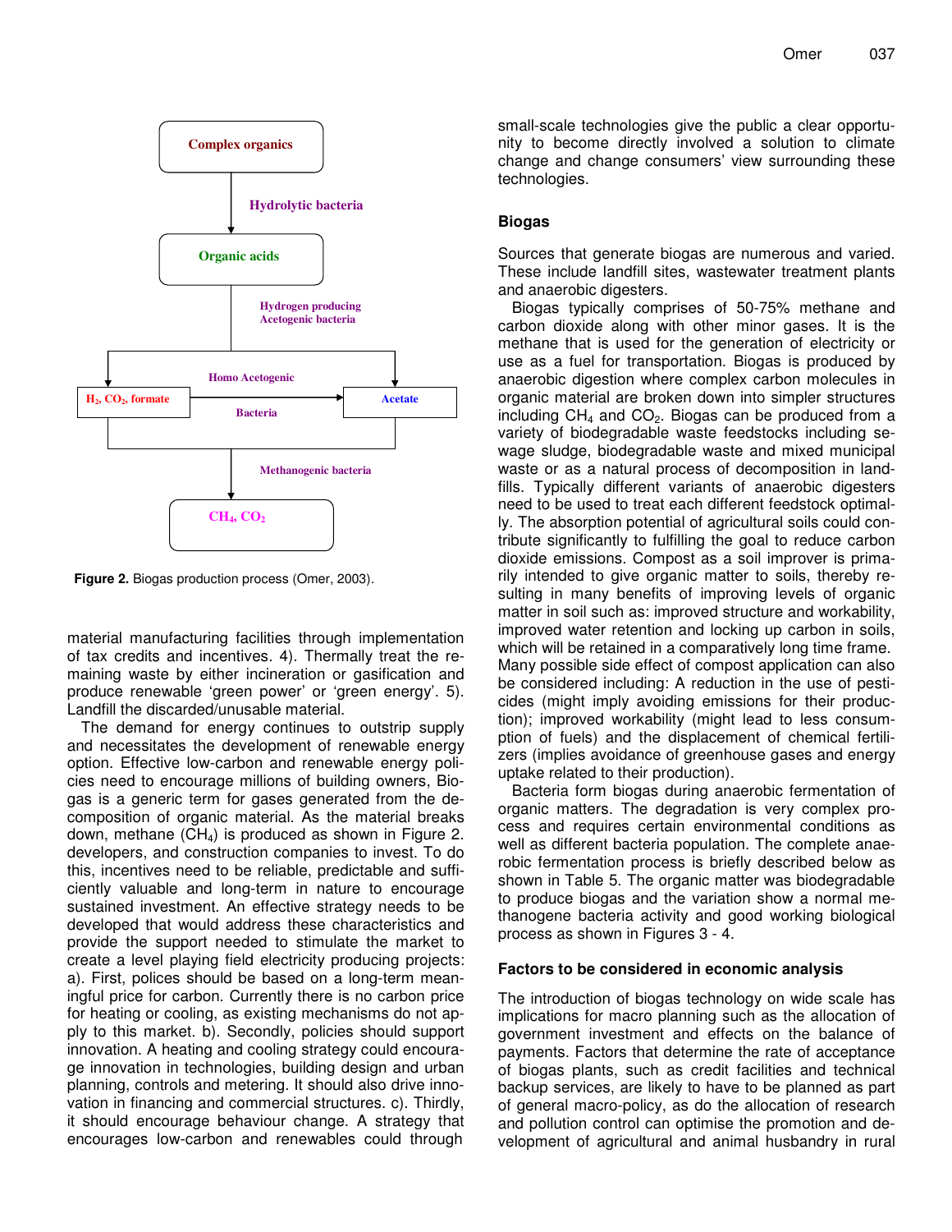Figure 2. Biogas production process (Omer, 2003).

material manufacturing facilities through implementation of tax credits and incentives. 4). Thermally treat the remaining waste by either incineration or gasification and produce renewable 'green power' or 'green energy'. 5). Landfill the discarded/unusable material.

The demand for energy continues to outstrip supply and necessitates the development of renewable energy option. Effective low-carbon and renewable energy policies need to encourage millions of building owners, Biogas is a generic term for gases generated from the decomposition of organic material. As the material breaks down, methane ($CH_4$) is produced as shown in Figure 2. developers, and construction companies to invest. To do this, incentives need to be reliable, predictable and sufficiently valuable and long-term in nature to encourage sustained investment. An effective strategy needs to be developed that would address these characteristics and provide the support needed to stimulate the market to create a level playing field electricity producing projects: a). First, polices should be based on a long-term meaningful price for carbon. Currently there is no carbon price for heating or cooling, as existing mechanisms do not apply to this market. b). Secondly, policies should support innovation. A heating and cooling strategy could encourage innovation in technologies, building design and urban planning, controls and metering. It should also drive innovation in financing and commercial structures. c). Thirdly, it should encourage behaviour change. A strategy that encourages low-carbon and renewables could through small-scale technologies give the public a clear opportunity to become directly involved a solution to climate change and change consumers' view surrounding these technologies.

## Biogas

Sources that generate biogas are numerous and varied. These include landfill sites, wastewater treatment plants and anaerobic digesters.

Biogas typically comprises of 50-75% methane and carbon dioxide along with other minor gases. It is the methane that is used for the generation of electricity or use as a fuel for transportation. Biogas is produced by anaerobic digestion where complex carbon molecules in organic material are broken down into simpler structures including $CH_4$ and $CO_2$. Biogas can be produced from a variety of biodegradable waste feedstocks including sewage sludge, biodegradable waste and mixed municipal waste or as a natural process of decomposition in landfills. Typically different variants of anaerobic digesters need to be used to treat each different feedstock optimally. The absorption potential of agricultural soils could contribute significantly to fulfilling the goal to reduce carbon dioxide emissions. Compost as a soil improver is primarily intended to give organic matter to soils, thereby resulting in many benefits of improving levels of organic matter in soil such as: improved structure and workability, improved water retention and locking up carbon in soils, which will be retained in a comparatively long time frame. Many possible side effect of compost application can also be considered including: A reduction in the use of pesticides (might imply avoiding emissions for their production); improved workability (might lead to less consumption of fuels) and the displacement of chemical fertilizers (implies avoidance of greenhouse gases and energy uptake related to their production).

Bacteria form biogas during anaerobic fermentation of organic matters. The degradation is very complex process and requires certain environmental conditions as well as different bacteria population. The complete anaerobic fermentation process is briefly described below as shown in Table 5. The organic matter was biodegradable to produce biogas and the variation show a normal methanogene bacteria activity and good working biological process as shown in Figures 3 - 4.

## Factors to be considered in economic analysis

The introduction of biogas technology on wide scale has implications for macro planning such as the allocation of government investment and effects on the balance of payments. Factors that determine the rate of acceptance of biogas plants, such as credit facilities and technical backup services, are likely to have to be planned as part of general macro-policy, as do the allocation of research and pollution control can optimise the promotion and development of agricultural and animal husbandry in rural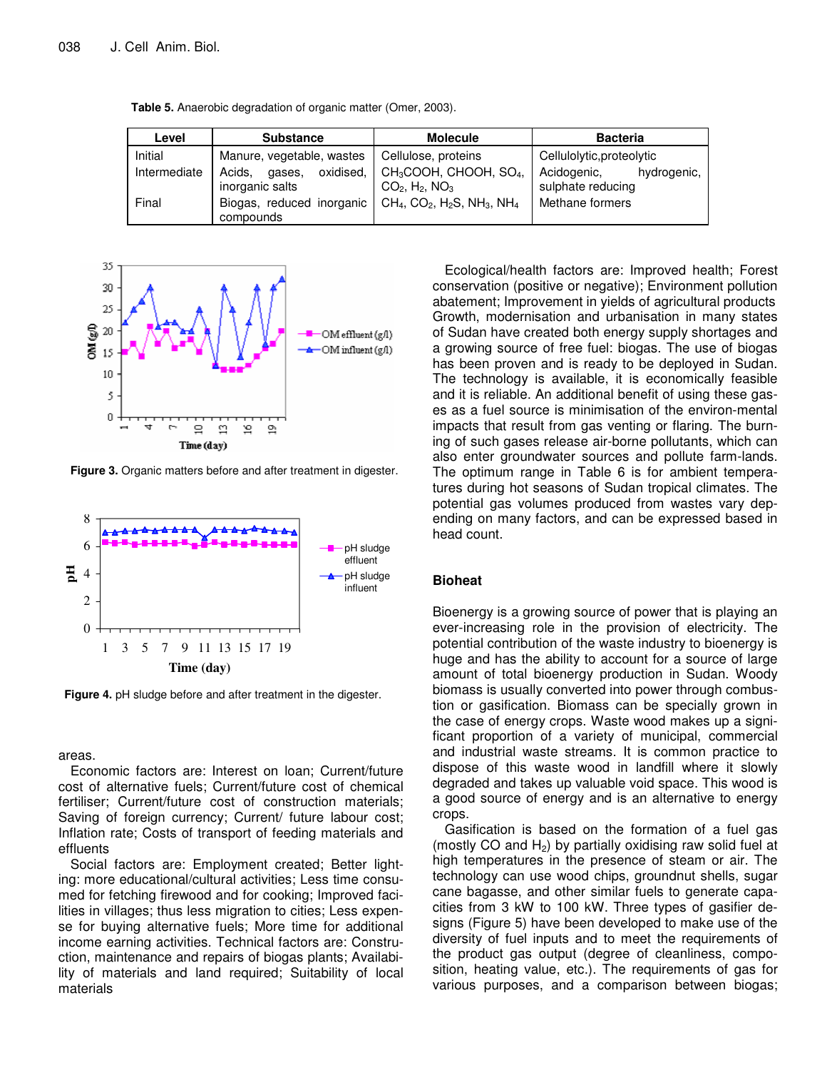**Table 5.** Anaerobic degradation of organic matter (Omer, 2003).

| Level | Substance | Molecule | Bacteria |
|---|---|---|---|
| Initial | Manure, vegetable, wastes | Cellulose, proteins | Cellulolytic,proteolytic |
| Intermediate | Acids, gases, oxidised, inorganic salts | $CH_3COOH$, CHOOH, $SO_4$, $CO_2$, $H_2$, $NO_3$ | Acidogenic, hydrogenic, sulphate reducing |
| Final | Biogas, reduced inorganic compounds | $CH_4$, $CO_2$, $H_2S$, $NH_3$, $NH_4$ | Methane formers |

**Figure 3.** Organic matters before and after treatment in digester.

**Figure 4.** pH sludge before and after treatment in the digester.

areas.

Economic factors are: Interest on loan; Current/future cost of alternative fuels; Current/future cost of chemical fertiliser; Current/future cost of construction materials; Saving of foreign currency; Current/ future labour cost; Inflation rate; Costs of transport of feeding materials and effluents

Social factors are: Employment created; Better lighting: more educational/cultural activities; Less time consumed for fetching firewood and for cooking; Improved facilities in villages; thus less migration to cities; Less expense for buying alternative fuels; More time for additional income earning activities. Technical factors are: Construction, maintenance and repairs of biogas plants; Availability of materials and land required; Suitability of local materials

Ecological/health factors are: Improved health; Forest conservation (positive or negative); Environment pollution abatement; Improvement in yields of agricultural products Growth, modernisation and urbanisation in many states of Sudan have created both energy supply shortages and a growing source of free fuel: biogas. The use of biogas has been proven and is ready to be deployed in Sudan. The technology is available, it is economically feasible and it is reliable. An additional benefit of using these gases as a fuel source is minimisation of the environ-mental impacts that result from gas venting or flaring. The burning of such gases release air-borne pollutants, which can also enter groundwater sources and pollute farm-lands. The optimum range in Table 6 is for ambient temperatures during hot seasons of Sudan tropical climates. The potential gas volumes produced from wastes vary depending on many factors, and can be expressed based in head count.

## Bioheat

Bioenergy is a growing source of power that is playing an ever-increasing role in the provision of electricity. The potential contribution of the waste industry to bioenergy is huge and has the ability to account for a source of large amount of total bioenergy production in Sudan. Woody biomass is usually converted into power through combustion or gasification. Biomass can be specially grown in the case of energy crops. Waste wood makes up a significant proportion of a variety of municipal, commercial and industrial waste streams. It is common practice to dispose of this waste wood in landfill where it slowly degraded and takes up valuable void space. This wood is a good source of energy and is an alternative to energy crops.

Gasification is based on the formation of a fuel gas (mostly CO and $H_2$) by partially oxidising raw solid fuel at high temperatures in the presence of steam or air. The technology can use wood chips, groundnut shells, sugar cane bagasse, and other similar fuels to generate capacities from 3 kW to 100 kW. Three types of gasifier designs (Figure 5) have been developed to make use of the diversity of fuel inputs and to meet the requirements of the product gas output (degree of cleanliness, composition, heating value, etc.). The requirements of gas for various purposes, and a comparison between biogas;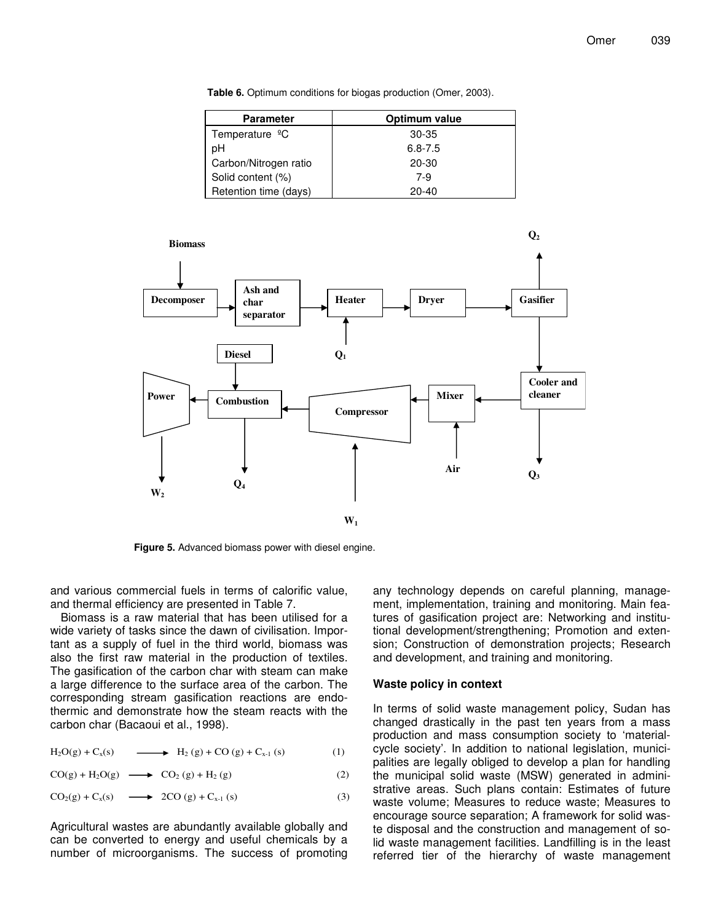**Table 6.** Optimum conditions for biogas production (Omer, 2003).

| Parameter | Optimum value |
|---|---|
| Temperature ºC | 30-35 |
| pH | 6.8-7.5 |
| Carbon/Nitrogen ratio | 20-30 |
| Solid content (%) | 7-9 |
| Retention time (days) | 20-40 |

**Figure 5.** Advanced biomass power with diesel engine.

and various commercial fuels in terms of calorific value, and thermal efficiency are presented in Table 7.

Biomass is a raw material that has been utilised for a wide variety of tasks since the dawn of civilisation. Important as a supply of fuel in the third world, biomass was also the first raw material in the production of textiles. The gasification of the carbon char with steam can make a large difference to the surface area of the carbon. The corresponding stream gasification reactions are endothermic and demonstrate how the steam reacts with the carbon char (Bacaoui et al., 1998).

$$H_2O(g) + C_x(s) \longrightarrow H_2(g) + CO(g) + C_{x-1}(s) \quad (1)$$

$$CO(g) + H_2O(g) \longrightarrow CO_2(g) + H_2(g) \quad (2)$$

$$CO_2(g) + C_x(s) \longrightarrow 2CO(g) + C_{x-1}(s) \quad (3)$$

Agricultural wastes are abundantly available globally and can be converted to energy and useful chemicals by a number of microorganisms. The success of promoting any technology depends on careful planning, management, implementation, training and monitoring. Main features of gasification project are: Networking and institutional development/strengthening; Promotion and extension; Construction of demonstration projects; Research and development, and training and monitoring.

### Waste policy in context

In terms of solid waste management policy, Sudan has changed drastically in the past ten years from a mass production and mass consumption society to 'material-cycle society'. In addition to national legislation, municipalities are legally obliged to develop a plan for handling the municipal solid waste (MSW) generated in administrative areas. Such plans contain: Estimates of future waste volume; Measures to reduce waste; Measures to encourage source separation; A framework for solid waste disposal and the construction and management of solid waste management facilities. Landfilling is in the least referred tier of the hierarchy of waste management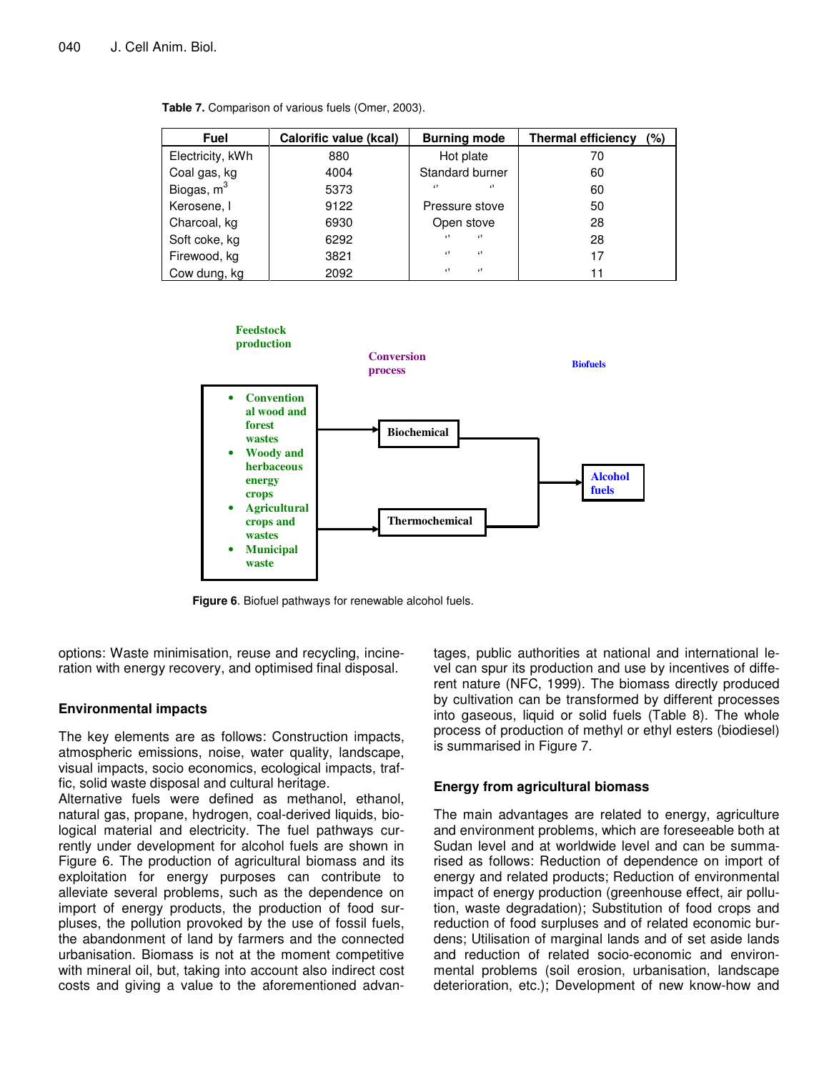**Table 7.** Comparison of various fuels (Omer, 2003).

| Fuel | Calorific value (kcal) | Burning mode | Thermal efficiency (%) |
|---|---|---|---|
| Electricity, kWh | 880 | Hot plate | 70 |
| Coal gas, kg | 4004 | Standard burner | 60 |
| Biogas, $m^3$ | 5373 | ‘’ ‘’ | 60 |
| Kerosene, l | 9122 | Pressure stove | 50 |
| Charcoal, kg | 6930 | Open stove | 28 |
| Soft coke, kg | 6292 | ‘’ ‘’ | 28 |
| Firewood, kg | 3821 | ‘’ ‘’ | 17 |
| Cow dung, kg | 2092 | ‘’ ‘’ | 11 |

Feedstock production

- Conventional wood and forest wastes
- Woody and herbaceous energy crops
- Agricultural crops and wastes
- Municipal waste

Conversion process: Biochemical; Thermochemical

Biofuels: Alcohol fuels

**Figure 6**. Biofuel pathways for renewable alcohol fuels.

options: Waste minimisation, reuse and recycling, incineration with energy recovery, and optimised final disposal.

## Environmental impacts

The key elements are as follows: Construction impacts, atmospheric emissions, noise, water quality, landscape, visual impacts, socio economics, ecological impacts, traffic, solid waste disposal and cultural heritage.

Alternative fuels were defined as methanol, ethanol, natural gas, propane, hydrogen, coal-derived liquids, biological material and electricity. The fuel pathways currently under development for alcohol fuels are shown in Figure 6. The production of agricultural biomass and its exploitation for energy purposes can contribute to alleviate several problems, such as the dependence on import of energy products, the production of food surpluses, the pollution provoked by the use of fossil fuels, the abandonment of land by farmers and the connected urbanisation. Biomass is not at the moment competitive with mineral oil, but, taking into account also indirect cost costs and giving a value to the aforementioned advantages, public authorities at national and international level can spur its production and use by incentives of different nature (NFC, 1999). The biomass directly produced by cultivation can be transformed by different processes into gaseous, liquid or solid fuels (Table 8). The whole process of production of methyl or ethyl esters (biodiesel) is summarised in Figure 7.

## Energy from agricultural biomass

The main advantages are related to energy, agriculture and environment problems, which are foreseeable both at Sudan level and at worldwide level and can be summarised as follows: Reduction of dependence on import of energy and related products; Reduction of environmental impact of energy production (greenhouse effect, air pollution, waste degradation); Substitution of food crops and reduction of food surpluses and of related economic burdens; Utilisation of marginal lands and of set aside lands and reduction of related socio-economic and environmental problems (soil erosion, urbanisation, landscape deterioration, etc.); Development of new know-how and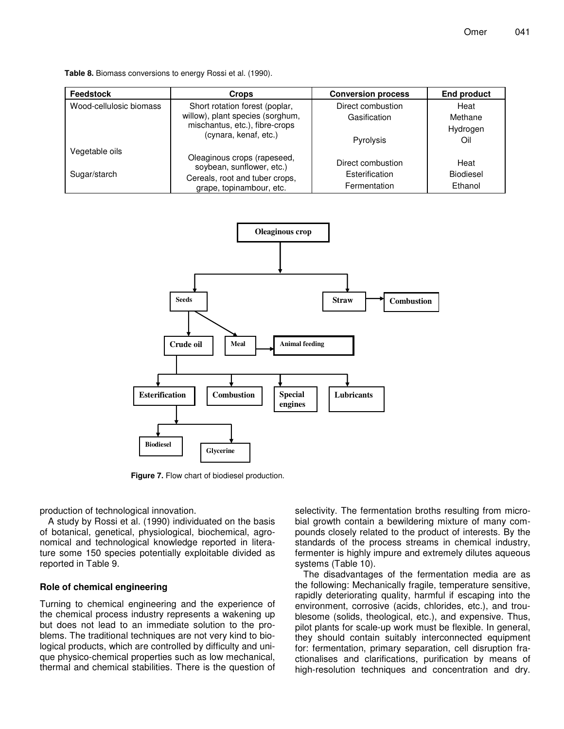**Table 8.** Biomass conversions to energy Rossi et al. (1990).

| Feedstock | Crops | Conversion process | End product |
|---|---|---|---|
| Wood-cellulosic biomass | Short rotation forest (poplar, willow), plant species (sorghum, mischantus, etc.), fibre-crops (cynara, kenaf, etc.) | Direct combustion | Heat |
| | | Gasification | Methane |
| | | | Hydrogen |
| | | Pyrolysis | Oil |
| Vegetable oils | Oleaginous crops (rapeseed, soybean, sunflower, etc.) | Direct combustion | Heat |
| | | Esterification | Biodiesel |
| Sugar/starch | Cereals, root and tuber crops, grape, topinambour, etc. | Fermentation | Ethanol |

**Figure 7.** Flow chart of biodiesel production.

production of technological innovation.

A study by Rossi et al. (1990) individuated on the basis of botanical, genetical, physiological, biochemical, agronomical and technological knowledge reported in literature some 150 species potentially exploitable divided as reported in Table 9.

## Role of chemical engineering

Turning to chemical engineering and the experience of the chemical process industry represents a wakening up but does not lead to an immediate solution to the problems. The traditional techniques are not very kind to biological products, which are controlled by difficulty and unique physico-chemical properties such as low mechanical, thermal and chemical stabilities. There is the question of selectivity. The fermentation broths resulting from microbial growth contain a bewildering mixture of many compounds closely related to the product of interests. By the standards of the process streams in chemical industry, fermenter is highly impure and extremely dilutes aqueous systems (Table 10).

The disadvantages of the fermentation media are as the following: Mechanically fragile, temperature sensitive, rapidly deteriorating quality, harmful if escaping into the environment, corrosive (acids, chlorides, etc.), and troublesome (solids, theological, etc.), and expensive. Thus, pilot plants for scale-up work must be flexible. In general, they should contain suitably interconnected equipment for: fermentation, primary separation, cell disruption fractionalises and clarifications, purification by means of high-resolution techniques and concentration and dry.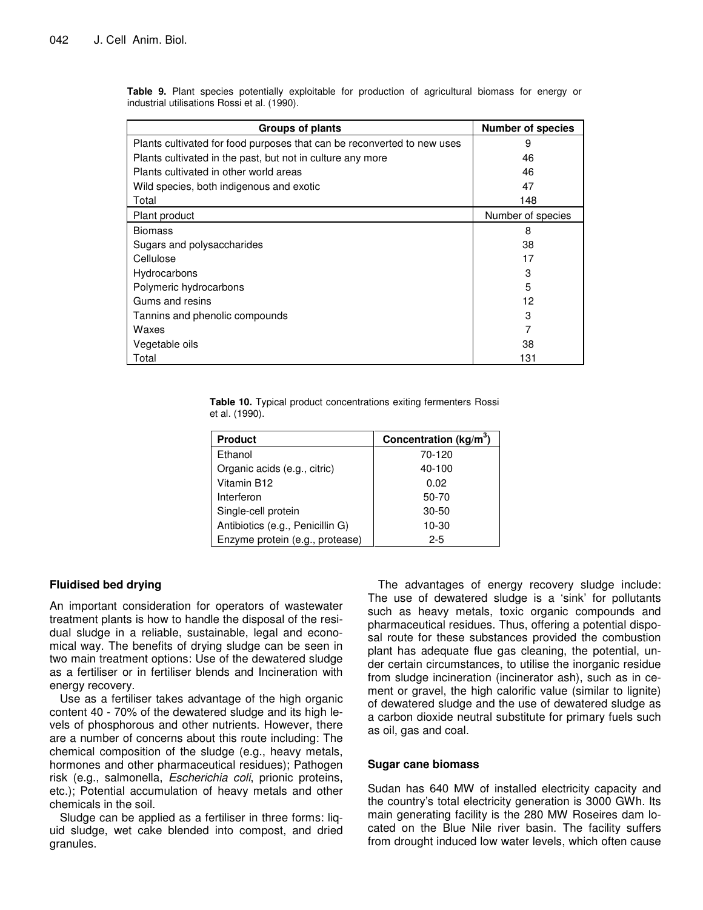**Table 9.** Plant species potentially exploitable for production of agricultural biomass for energy or industrial utilisations Rossi et al. (1990).

| Groups of plants | Number of species |
|---|---|
| Plants cultivated for food purposes that can be reconverted to new uses | 9 |
| Plants cultivated in the past, but not in culture any more | 46 |
| Plants cultivated in other world areas | 46 |
| Wild species, both indigenous and exotic | 47 |
| Total | 148 |
| Plant product | Number of species |
| Biomass | 8 |
| Sugars and polysaccharides | 38 |
| Cellulose | 17 |
| Hydrocarbons | 3 |
| Polymeric hydrocarbons | 5 |
| Gums and resins | 12 |
| Tannins and phenolic compounds | 3 |
| Waxes | 7 |
| Vegetable oils | 38 |
| Total | 131 |

**Table 10.** Typical product concentrations exiting fermenters Rossi et al. (1990).

| Product | Concentration (kg/m$^3$) |
|---|---|
| Ethanol | 70-120 |
| Organic acids (e.g., citric) | 40-100 |
| Vitamin B12 | 0.02 |
| Interferon | 50-70 |
| Single-cell protein | 30-50 |
| Antibiotics (e.g., Penicillin G) | 10-30 |
| Enzyme protein (e.g., protease) | 2-5 |

## Fluidised bed drying

An important consideration for operators of wastewater treatment plants is how to handle the disposal of the residual sludge in a reliable, sustainable, legal and economical way. The benefits of drying sludge can be seen in two main treatment options: Use of the dewatered sludge as a fertiliser or in fertiliser blends and Incineration with energy recovery.

Use as a fertiliser takes advantage of the high organic content 40 - 70% of the dewatered sludge and its high levels of phosphorous and other nutrients. However, there are a number of concerns about this route including: The chemical composition of the sludge (e.g., heavy metals, hormones and other pharmaceutical residues); Pathogen risk (e.g., salmonella, *Escherichia coli*, prionic proteins, etc.); Potential accumulation of heavy metals and other chemicals in the soil.

Sludge can be applied as a fertiliser in three forms: liquid sludge, wet cake blended into compost, and dried granules.

The advantages of energy recovery sludge include: The use of dewatered sludge is a 'sink' for pollutants such as heavy metals, toxic organic compounds and pharmaceutical residues. Thus, offering a potential disposal route for these substances provided the combustion plant has adequate flue gas cleaning, the potential, under certain circumstances, to utilise the inorganic residue from sludge incineration (incinerator ash), such as in cement or gravel, the high calorific value (similar to lignite) of dewatered sludge and the use of dewatered sludge as a carbon dioxide neutral substitute for primary fuels such as oil, gas and coal.

## Sugar cane biomass

Sudan has 640 MW of installed electricity capacity and the country's total electricity generation is 3000 GWh. Its main generating facility is the 280 MW Roseires dam located on the Blue Nile river basin. The facility suffers from drought induced low water levels, which often cause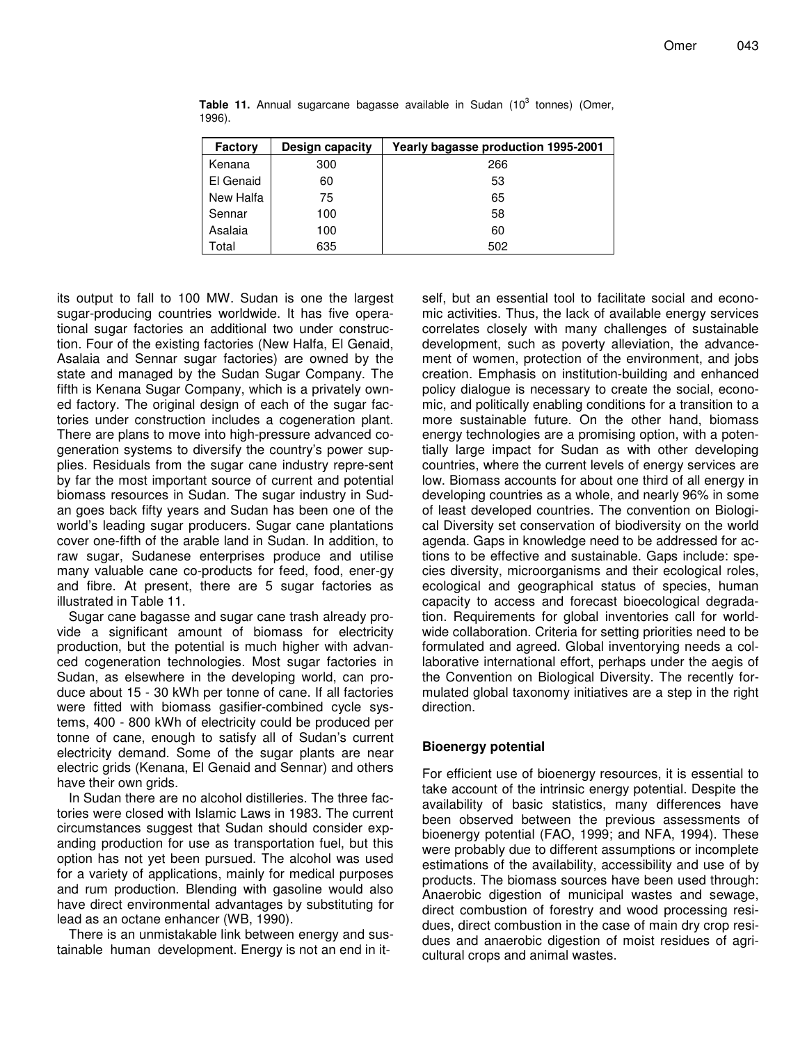**Table 11.** Annual sugarcane bagasse available in Sudan ($10^3$ tonnes) (Omer, 1996).

| Factory | Design capacity | Yearly bagasse production 1995-2001 |
|---|---|---|
| Kenana | 300 | 266 |
| El Genaid | 60 | 53 |
| New Halfa | 75 | 65 |
| Sennar | 100 | 58 |
| Asalaia | 100 | 60 |
| Total | 635 | 502 |

its output to fall to 100 MW. Sudan is one the largest sugar-producing countries worldwide. It has five operational sugar factories an additional two under construction. Four of the existing factories (New Halfa, El Genaid, Asalaia and Sennar sugar factories) are owned by the state and managed by the Sudan Sugar Company. The fifth is Kenana Sugar Company, which is a privately owned factory. The original design of each of the sugar factories under construction includes a cogeneration plant. There are plans to move into high-pressure advanced cogeneration systems to diversify the country's power supplies. Residuals from the sugar cane industry repre-sent by far the most important source of current and potential biomass resources in Sudan. The sugar industry in Sudan goes back fifty years and Sudan has been one of the world's leading sugar producers. Sugar cane plantations cover one-fifth of the arable land in Sudan. In addition, to raw sugar, Sudanese enterprises produce and utilise many valuable cane co-products for feed, food, ener-gy and fibre. At present, there are 5 sugar factories as illustrated in Table 11.

Sugar cane bagasse and sugar cane trash already provide a significant amount of biomass for electricity production, but the potential is much higher with advanced cogeneration technologies. Most sugar factories in Sudan, as elsewhere in the developing world, can produce about 15 - 30 kWh per tonne of cane. If all factories were fitted with biomass gasifier-combined cycle systems, 400 - 800 kWh of electricity could be produced per tonne of cane, enough to satisfy all of Sudan's current electricity demand. Some of the sugar plants are near electric grids (Kenana, El Genaid and Sennar) and others have their own grids.

In Sudan there are no alcohol distilleries. The three factories were closed with Islamic Laws in 1983. The current circumstances suggest that Sudan should consider expanding production for use as transportation fuel, but this option has not yet been pursued. The alcohol was used for a variety of applications, mainly for medical purposes and rum production. Blending with gasoline would also have direct environmental advantages by substituting for lead as an octane enhancer (WB, 1990).

There is an unmistakable link between energy and sustainable human development. Energy is not an end in itself, but an essential tool to facilitate social and economic activities. Thus, the lack of available energy services correlates closely with many challenges of sustainable development, such as poverty alleviation, the advancement of women, protection of the environment, and jobs creation. Emphasis on institution-building and enhanced policy dialogue is necessary to create the social, economic, and politically enabling conditions for a transition to a more sustainable future. On the other hand, biomass energy technologies are a promising option, with a potentially large impact for Sudan as with other developing countries, where the current levels of energy services are low. Biomass accounts for about one third of all energy in developing countries as a whole, and nearly 96% in some of least developed countries. The convention on Biological Diversity set conservation of biodiversity on the world agenda. Gaps in knowledge need to be addressed for actions to be effective and sustainable. Gaps include: species diversity, microorganisms and their ecological roles, ecological and geographical status of species, human capacity to access and forecast bioecological degradation. Requirements for global inventories call for worldwide collaboration. Criteria for setting priorities need to be formulated and agreed. Global inventorying needs a collaborative international effort, perhaps under the aegis of the Convention on Biological Diversity. The recently formulated global taxonomy initiatives are a step in the right direction.

## Bioenergy potential

For efficient use of bioenergy resources, it is essential to take account of the intrinsic energy potential. Despite the availability of basic statistics, many differences have been observed between the previous assessments of bioenergy potential (FAO, 1999; and NFA, 1994). These were probably due to different assumptions or incomplete estimations of the availability, accessibility and use of by products. The biomass sources have been used through: Anaerobic digestion of municipal wastes and sewage, direct combustion of forestry and wood processing residues, direct combustion in the case of main dry crop residues and anaerobic digestion of moist residues of agricultural crops and animal wastes.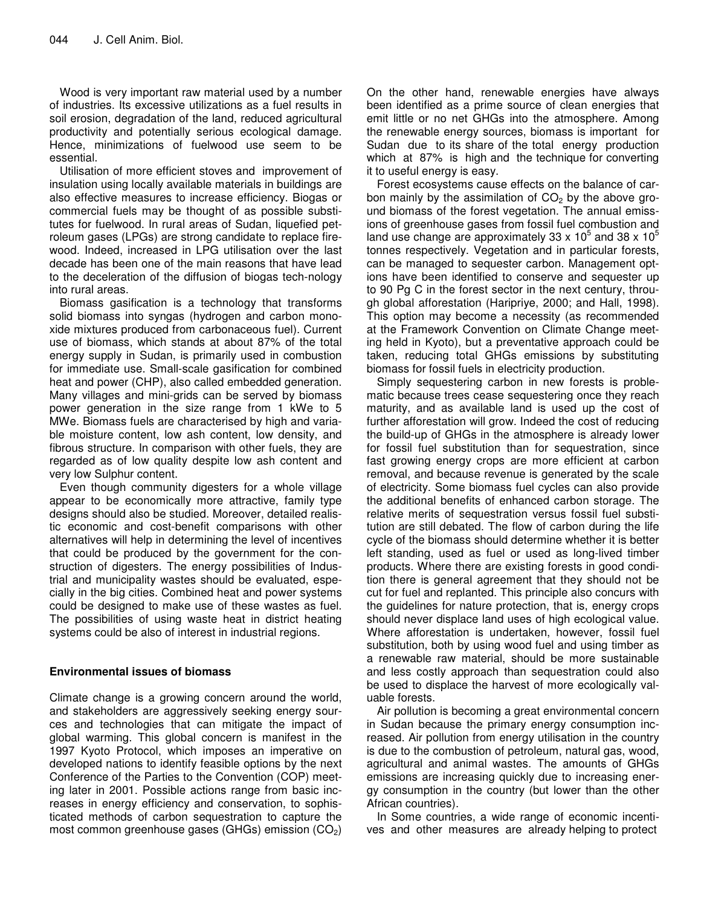Wood is very important raw material used by a number of industries. Its excessive utilizations as a fuel results in soil erosion, degradation of the land, reduced agricultural productivity and potentially serious ecological damage. Hence, minimizations of fuelwood use seem to be essential.

Utilisation of more efficient stoves and improvement of insulation using locally available materials in buildings are also effective measures to increase efficiency. Biogas or commercial fuels may be thought of as possible substitutes for fuelwood. In rural areas of Sudan, liquefied petroleum gases (LPGs) are strong candidate to replace firewood. Indeed, increased in LPG utilisation over the last decade has been one of the main reasons that have lead to the deceleration of the diffusion of biogas tech-nology into rural areas.

Biomass gasification is a technology that transforms solid biomass into syngas (hydrogen and carbon monoxide mixtures produced from carbonaceous fuel). Current use of biomass, which stands at about 87% of the total energy supply in Sudan, is primarily used in combustion for immediate use. Small-scale gasification for combined heat and power (CHP), also called embedded generation. Many villages and mini-grids can be served by biomass power generation in the size range from 1 kWe to 5 MWe. Biomass fuels are characterised by high and variable moisture content, low ash content, low density, and fibrous structure. In comparison with other fuels, they are regarded as of low quality despite low ash content and very low Sulphur content.

Even though community digesters for a whole village appear to be economically more attractive, family type designs should also be studied. Moreover, detailed realistic economic and cost-benefit comparisons with other alternatives will help in determining the level of incentives that could be produced by the government for the construction of digesters. The energy possibilities of Industrial and municipality wastes should be evaluated, especially in the big cities. Combined heat and power systems could be designed to make use of these wastes as fuel. The possibilities of using waste heat in district heating systems could be also of interest in industrial regions.

## Environmental issues of biomass

Climate change is a growing concern around the world, and stakeholders are aggressively seeking energy sources and technologies that can mitigate the impact of global warming. This global concern is manifest in the 1997 Kyoto Protocol, which imposes an imperative on developed nations to identify feasible options by the next Conference of the Parties to the Convention (COP) meeting later in 2001. Possible actions range from basic increases in energy efficiency and conservation, to sophisticated methods of carbon sequestration to capture the most common greenhouse gases (GHGs) emission ($CO_2$) On the other hand, renewable energies have always been identified as a prime source of clean energies that emit little or no net GHGs into the atmosphere. Among the renewable energy sources, biomass is important for Sudan due to its share of the total energy production which at 87% is high and the technique for converting it to useful energy is easy.

Forest ecosystems cause effects on the balance of carbon mainly by the assimilation of $CO_2$ by the above ground biomass of the forest vegetation. The annual emissions of greenhouse gases from fossil fuel combustion and land use change are approximately 33 x $10^5$ and 38 x $10^5$ tonnes respectively. Vegetation and in particular forests, can be managed to sequester carbon. Management options have been identified to conserve and sequester up to 90 Pg C in the forest sector in the next century, through global afforestation (Haripriye, 2000; and Hall, 1998). This option may become a necessity (as recommended at the Framework Convention on Climate Change meeting held in Kyoto), but a preventative approach could be taken, reducing total GHGs emissions by substituting biomass for fossil fuels in electricity production.

Simply sequestering carbon in new forests is problematic because trees cease sequestering once they reach maturity, and as available land is used up the cost of further afforestation will grow. Indeed the cost of reducing the build-up of GHGs in the atmosphere is already lower for fossil fuel substitution than for sequestration, since fast growing energy crops are more efficient at carbon removal, and because revenue is generated by the scale of electricity. Some biomass fuel cycles can also provide the additional benefits of enhanced carbon storage. The relative merits of sequestration versus fossil fuel substitution are still debated. The flow of carbon during the life cycle of the biomass should determine whether it is better left standing, used as fuel or used as long-lived timber products. Where there are existing forests in good condition there is general agreement that they should not be cut for fuel and replanted. This principle also concurs with the guidelines for nature protection, that is, energy crops should never displace land uses of high ecological value. Where afforestation is undertaken, however, fossil fuel substitution, both by using wood fuel and using timber as a renewable raw material, should be more sustainable and less costly approach than sequestration could also be used to displace the harvest of more ecologically valuable forests.

Air pollution is becoming a great environmental concern in Sudan because the primary energy consumption increased. Air pollution from energy utilisation in the country is due to the combustion of petroleum, natural gas, wood, agricultural and animal wastes. The amounts of GHGs emissions are increasing quickly due to increasing energy consumption in the country (but lower than the other African countries).

In Some countries, a wide range of economic incentives and other measures are already helping to protect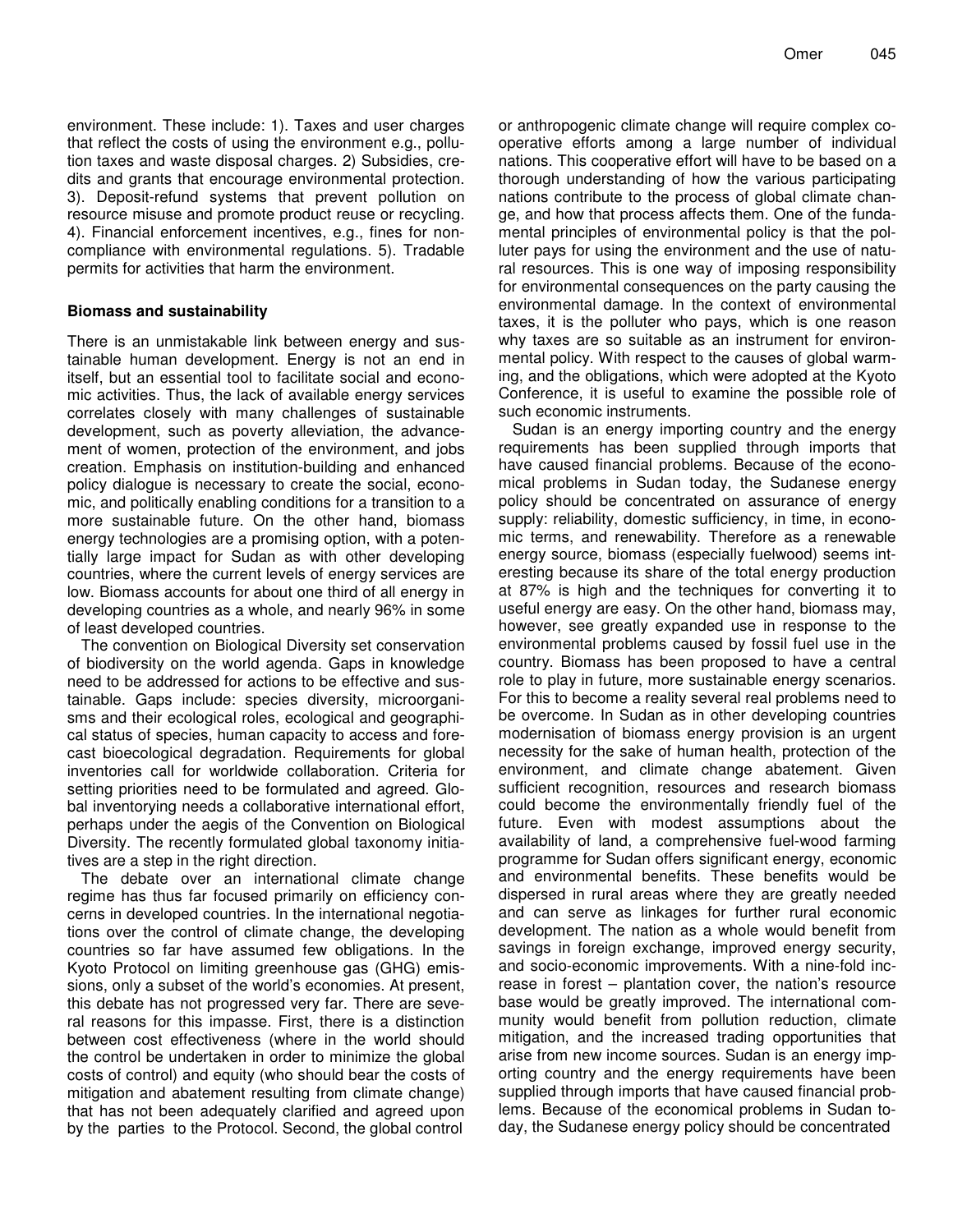environment. These include: 1). Taxes and user charges that reflect the costs of using the environment e.g., pollution taxes and waste disposal charges. 2) Subsidies, credits and grants that encourage environmental protection. 3). Deposit-refund systems that prevent pollution on resource misuse and promote product reuse or recycling. 4). Financial enforcement incentives, e.g., fines for non-compliance with environmental regulations. 5). Tradable permits for activities that harm the environment.

## Biomass and sustainability

There is an unmistakable link between energy and sustainable human development. Energy is not an end in itself, but an essential tool to facilitate social and economic activities. Thus, the lack of available energy services correlates closely with many challenges of sustainable development, such as poverty alleviation, the advancement of women, protection of the environment, and jobs creation. Emphasis on institution-building and enhanced policy dialogue is necessary to create the social, economic, and politically enabling conditions for a transition to a more sustainable future. On the other hand, biomass energy technologies are a promising option, with a potentially large impact for Sudan as with other developing countries, where the current levels of energy services are low. Biomass accounts for about one third of all energy in developing countries as a whole, and nearly 96% in some of least developed countries.

The convention on Biological Diversity set conservation of biodiversity on the world agenda. Gaps in knowledge need to be addressed for actions to be effective and sustainable. Gaps include: species diversity, microorganisms and their ecological roles, ecological and geographical status of species, human capacity to access and forecast bioecological degradation. Requirements for global inventories call for worldwide collaboration. Criteria for setting priorities need to be formulated and agreed. Global inventorying needs a collaborative international effort, perhaps under the aegis of the Convention on Biological Diversity. The recently formulated global taxonomy initiatives are a step in the right direction.

The debate over an international climate change regime has thus far focused primarily on efficiency concerns in developed countries. In the international negotiations over the control of climate change, the developing countries so far have assumed few obligations. In the Kyoto Protocol on limiting greenhouse gas (GHG) emissions, only a subset of the world's economies. At present, this debate has not progressed very far. There are several reasons for this impasse. First, there is a distinction between cost effectiveness (where in the world should the control be undertaken in order to minimize the global costs of control) and equity (who should bear the costs of mitigation and abatement resulting from climate change) that has not been adequately clarified and agreed upon by the parties to the Protocol. Second, the global control or anthropogenic climate change will require complex cooperative efforts among a large number of individual nations. This cooperative effort will have to be based on a thorough understanding of how the various participating nations contribute to the process of global climate change, and how that process affects them. One of the fundamental principles of environmental policy is that the polluter pays for using the environment and the use of natural resources. This is one way of imposing responsibility for environmental consequences on the party causing the environmental damage. In the context of environmental taxes, it is the polluter who pays, which is one reason why taxes are so suitable as an instrument for environmental policy. With respect to the causes of global warming, and the obligations, which were adopted at the Kyoto Conference, it is useful to examine the possible role of such economic instruments.

Sudan is an energy importing country and the energy requirements has been supplied through imports that have caused financial problems. Because of the economical problems in Sudan today, the Sudanese energy policy should be concentrated on assurance of energy supply: reliability, domestic sufficiency, in time, in economic terms, and renewability. Therefore as a renewable energy source, biomass (especially fuelwood) seems interesting because its share of the total energy production at 87% is high and the techniques for converting it to useful energy are easy. On the other hand, biomass may, however, see greatly expanded use in response to the environmental problems caused by fossil fuel use in the country. Biomass has been proposed to have a central role to play in future, more sustainable energy scenarios. For this to become a reality several real problems need to be overcome. In Sudan as in other developing countries modernisation of biomass energy provision is an urgent necessity for the sake of human health, protection of the environment, and climate change abatement. Given sufficient recognition, resources and research biomass could become the environmentally friendly fuel of the future. Even with modest assumptions about the availability of land, a comprehensive fuel-wood farming programme for Sudan offers significant energy, economic and environmental benefits. These benefits would be dispersed in rural areas where they are greatly needed and can serve as linkages for further rural economic development. The nation as a whole would benefit from savings in foreign exchange, improved energy security, and socio-economic improvements. With a nine-fold increase in forest – plantation cover, the nation's resource base would be greatly improved. The international community would benefit from pollution reduction, climate mitigation, and the increased trading opportunities that arise from new income sources. Sudan is an energy importing country and the energy requirements have been supplied through imports that have caused financial problems. Because of the economical problems in Sudan today, the Sudanese energy policy should be concentrated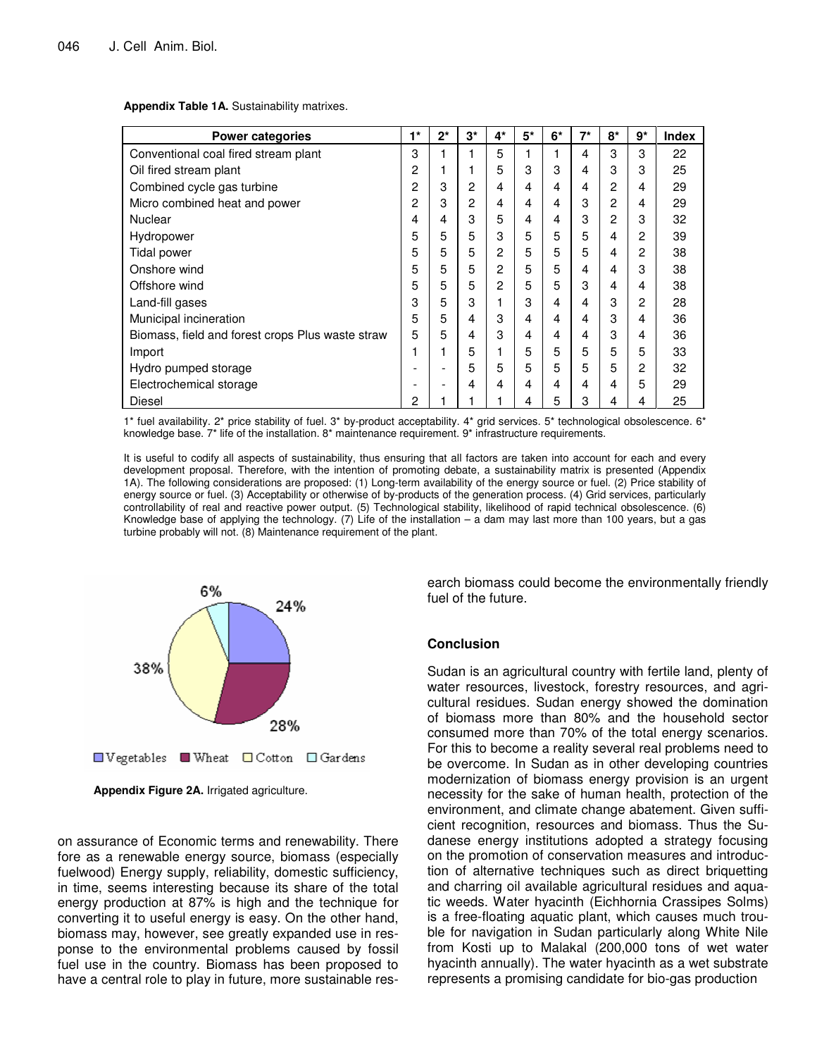**Appendix Table 1A.** Sustainability matrixes.

| Power categories | 1* | 2* | 3* | 4* | 5* | 6* | 7* | 8* | 9* | Index |
|---|---|---|---|---|---|---|---|---|---|---|
| Conventional coal fired stream plant | 3 | 1 | 1 | 5 | 1 | 1 | 4 | 3 | 3 | 22 |
| Oil fired stream plant | 2 | 1 | 1 | 5 | 3 | 3 | 4 | 3 | 3 | 25 |
| Combined cycle gas turbine | 2 | 3 | 2 | 4 | 4 | 4 | 4 | 2 | 4 | 29 |
| Micro combined heat and power | 2 | 3 | 2 | 4 | 4 | 4 | 3 | 2 | 4 | 29 |
| Nuclear | 4 | 4 | 3 | 5 | 4 | 4 | 3 | 2 | 3 | 32 |
| Hydropower | 5 | 5 | 5 | 3 | 5 | 5 | 5 | 4 | 2 | 39 |
| Tidal power | 5 | 5 | 5 | 2 | 5 | 5 | 5 | 4 | 2 | 38 |
| Onshore wind | 5 | 5 | 5 | 2 | 5 | 5 | 4 | 4 | 3 | 38 |
| Offshore wind | 5 | 5 | 5 | 2 | 5 | 5 | 3 | 4 | 4 | 38 |
| Land-fill gases | 3 | 5 | 3 | 1 | 3 | 4 | 4 | 3 | 2 | 28 |
| Municipal incineration | 5 | 5 | 4 | 3 | 4 | 4 | 4 | 3 | 4 | 36 |
| Biomass, field and forest crops Plus waste straw | 5 | 5 | 4 | 3 | 4 | 4 | 4 | 3 | 4 | 36 |
| Import | 1 | 1 | 5 | 1 | 5 | 5 | 5 | 5 | 5 | 33 |
| Hydro pumped storage | - | - | 5 | 5 | 5 | 5 | 5 | 5 | 2 | 32 |
| Electrochemical storage | - | - | 4 | 4 | 4 | 4 | 4 | 4 | 5 | 29 |
| Diesel | 2 | 1 | 1 | 1 | 4 | 5 | 3 | 4 | 4 | 25 |

1* fuel availability. 2* price stability of fuel. 3* by-product acceptability. 4* grid services. 5* technological obsolescence. 6* knowledge base. 7* life of the installation. 8* maintenance requirement. 9* infrastructure requirements.

It is useful to codify all aspects of sustainability, thus ensuring that all factors are taken into account for each and every development proposal. Therefore, with the intention of promoting debate, a sustainability matrix is presented (Appendix 1A). The following considerations are proposed: (1) Long-term availability of the energy source or fuel. (2) Price stability of energy source or fuel. (3) Acceptability or otherwise of by-products of the generation process. (4) Grid services, particularly controllability of real and reactive power output. (5) Technological stability, likelihood of rapid technical obsolescence. (6) Knowledge base of applying the technology. (7) Life of the installation – a dam may last more than 100 years, but a gas turbine probably will not. (8) Maintenance requirement of the plant.

**Appendix Figure 2A.** Irrigated agriculture.

on assurance of Economic terms and renewability. There fore as a renewable energy source, biomass (especially fuelwood) Energy supply, reliability, domestic sufficiency, in time, seems interesting because its share of the total energy production at 87% is high and the technique for converting it to useful energy is easy. On the other hand, biomass may, however, see greatly expanded use in response to the environmental problems caused by fossil fuel use in the country. Biomass has been proposed to have a central role to play in future, more sustainable research biomass could become the environmentally friendly fuel of the future.

## Conclusion

Sudan is an agricultural country with fertile land, plenty of water resources, livestock, forestry resources, and agricultural residues. Sudan energy showed the domination of biomass more than 80% and the household sector consumed more than 70% of the total energy scenarios. For this to become a reality several real problems need to be overcome. In Sudan as in other developing countries modernization of biomass energy provision is an urgent necessity for the sake of human health, protection of the environment, and climate change abatement. Given sufficient recognition, resources and biomass. Thus the Sudanese energy institutions adopted a strategy focusing on the promotion of conservation measures and introduction of alternative techniques such as direct briquetting and charring oil available agricultural residues and aquatic weeds. Water hyacinth (Eichhornia Crassipes Solms) is a free-floating aquatic plant, which causes much trouble for navigation in Sudan particularly along White Nile from Kosti up to Malakal (200,000 tons of wet water hyacinth annually). The water hyacinth as a wet substrate represents a promising candidate for bio-gas production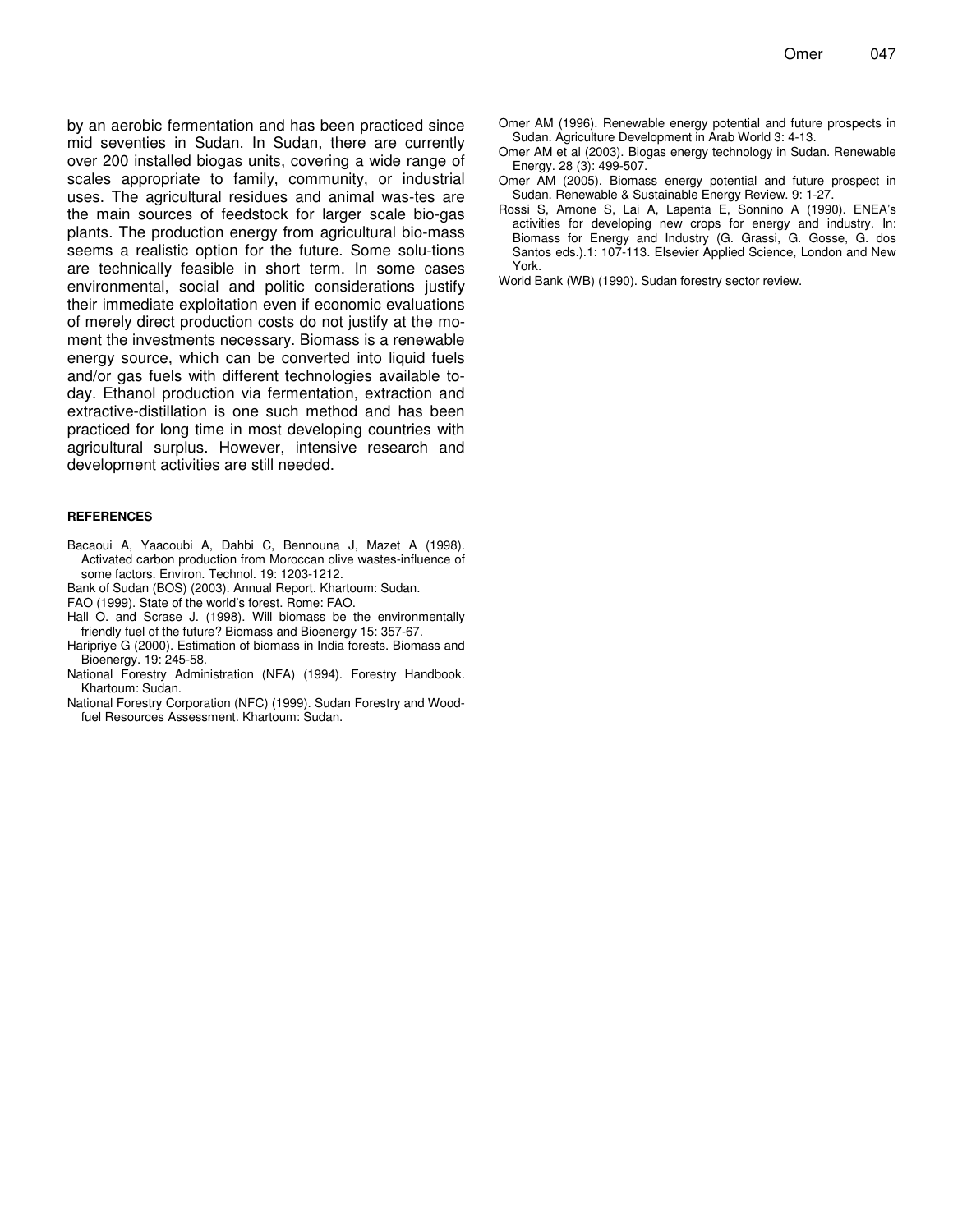by an aerobic fermentation and has been practiced since mid seventies in Sudan. In Sudan, there are currently over 200 installed biogas units, covering a wide range of scales appropriate to family, community, or industrial uses. The agricultural residues and animal was-tes are the main sources of feedstock for larger scale bio-gas plants. The production energy from agricultural bio-mass seems a realistic option for the future. Some solu-tions are technically feasible in short term. In some cases environmental, social and politic considerations justify their immediate exploitation even if economic evaluations of merely direct production costs do not justify at the mo-ment the investments necessary. Biomass is a renewable energy source, which can be converted into liquid fuels and/or gas fuels with different technologies available to-day. Ethanol production via fermentation, extraction and extractive-distillation is one such method and has been practiced for long time in most developing countries with agricultural surplus. However, intensive research and development activities are still needed.

#### REFERENCES

Bacaoui A, Yaacoubi A, Dahbi C, Bennouna J, Mazet A (1998). Activated carbon production from Moroccan olive wastes-influence of some factors. Environ. Technol. 19: 1203-1212.

Bank of Sudan (BOS) (2003). Annual Report. Khartoum: Sudan.

FAO (1999). State of the world's forest. Rome: FAO.

Hall O. and Scrase J. (1998). Will biomass be the environmentally friendly fuel of the future? Biomass and Bioenergy 15: 357-67.

Haripriye G (2000). Estimation of biomass in India forests. Biomass and Bioenergy. 19: 245-58.

National Forestry Administration (NFA) (1994). Forestry Handbook. Khartoum: Sudan.

National Forestry Corporation (NFC) (1999). Sudan Forestry and Wood-fuel Resources Assessment. Khartoum: Sudan.

Omer AM (1996). Renewable energy potential and future prospects in Sudan. Agriculture Development in Arab World 3: 4-13.

Omer AM et al (2003). Biogas energy technology in Sudan. Renewable Energy. 28 (3): 499-507.

Omer AM (2005). Biomass energy potential and future prospect in Sudan. Renewable & Sustainable Energy Review. 9: 1-27.

Rossi S, Arnone S, Lai A, Lapenta E, Sonnino A (1990). ENEA's activities for developing new crops for energy and industry. In: Biomass for Energy and Industry (G. Grassi, G. Gosse, G. dos Santos eds.).1: 107-113. Elsevier Applied Science, London and New York.

World Bank (WB) (1990). Sudan forestry sector review.